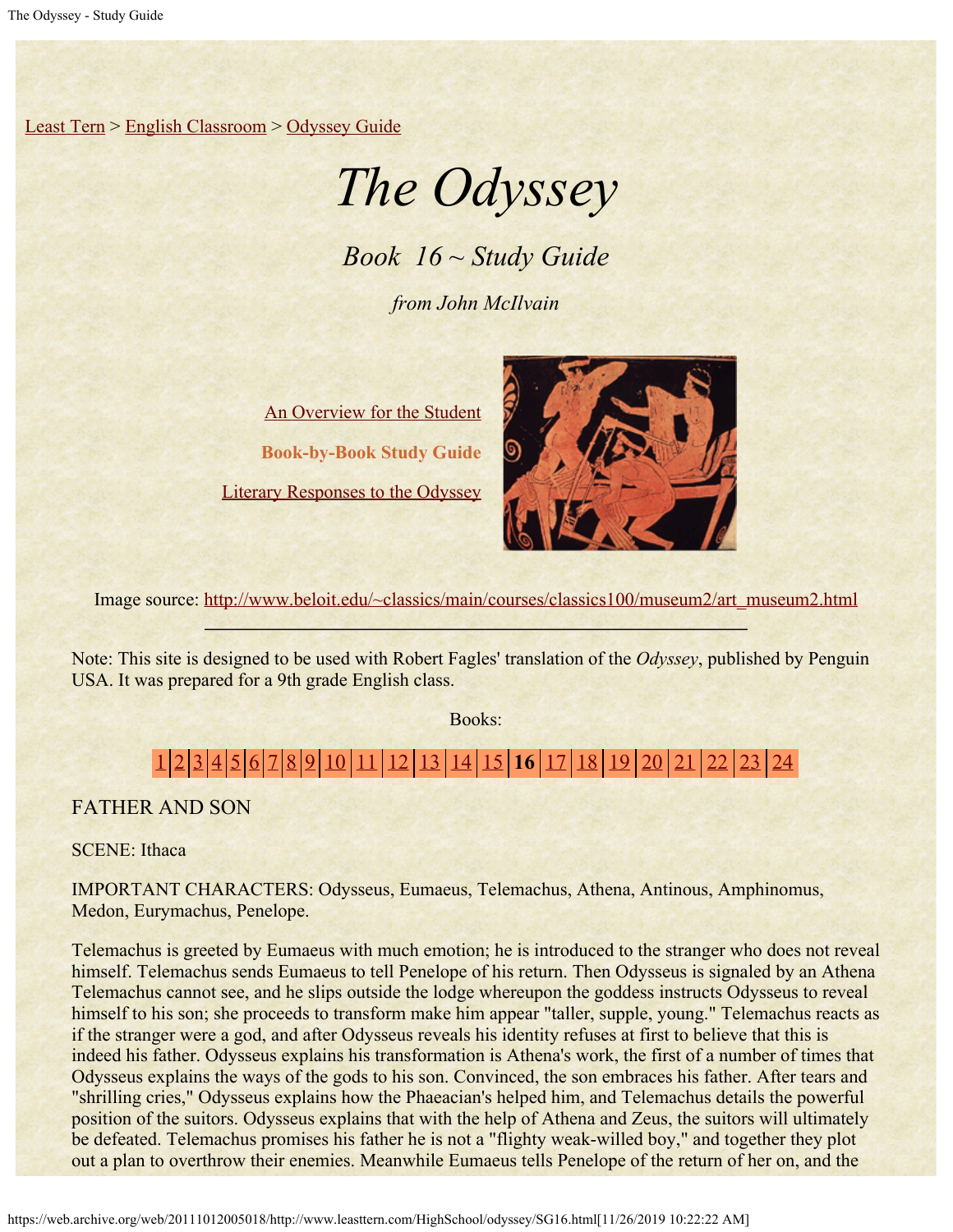Least Tern > English Classroom > Odyssey Guide

# *The Odyssey*

## *Book 16 ~ Study Guide*

*from John McIlvain*

An Overview for the Student

**Book-by-Book Study Guide**

Literary Responses to the Odyssey

Image source: http://www.beloit.edu/~classics/main/courses/classics100/museum2/art_museum2.html

---

Note: This site is designed to be used with Robert Fagles' translation of the *Odyssey*, published by Penguin USA. It was prepared for a 9th grade English class.

Books:

1 | 2 | 3 | 4 | 5 | 6 | 7 | 8 | 9 | 10 | 11 | 12 | 13 | 14 | 15 | **16** | 17 | 18 | 19 | 20 | 21 | 22 | 23 | 24

FATHER AND SON

SCENE: Ithaca

IMPORTANT CHARACTERS: Odysseus, Eumaeus, Telemachus, Athena, Antinous, Amphinomus, Medon, Eurymachus, Penelope.

Telemachus is greeted by Eumaeus with much emotion; he is introduced to the stranger who does not reveal himself. Telemachus sends Eumaeus to tell Penelope of his return. Then Odysseus is signaled by an Athena Telemachus cannot see, and he slips outside the lodge whereupon the goddess instructs Odysseus to reveal himself to his son; she proceeds to transform make him appear "taller, supple, young." Telemachus reacts as if the stranger were a god, and after Odysseus reveals his identity refuses at first to believe that this is indeed his father. Odysseus explains his transformation is Athena's work, the first of a number of times that Odysseus explains the ways of the gods to his son. Convinced, the son embraces his father. After tears and "shrilling cries," Odysseus explains how the Phaeacian's helped him, and Telemachus details the powerful position of the suitors. Odysseus explains that with the help of Athena and Zeus, the suitors will ultimately be defeated. Telemachus promises his father he is not a "flighty weak-willed boy," and together they plot out a plan to overthrow their enemies. Meanwhile Eumaeus tells Penelope of the return of her on, and the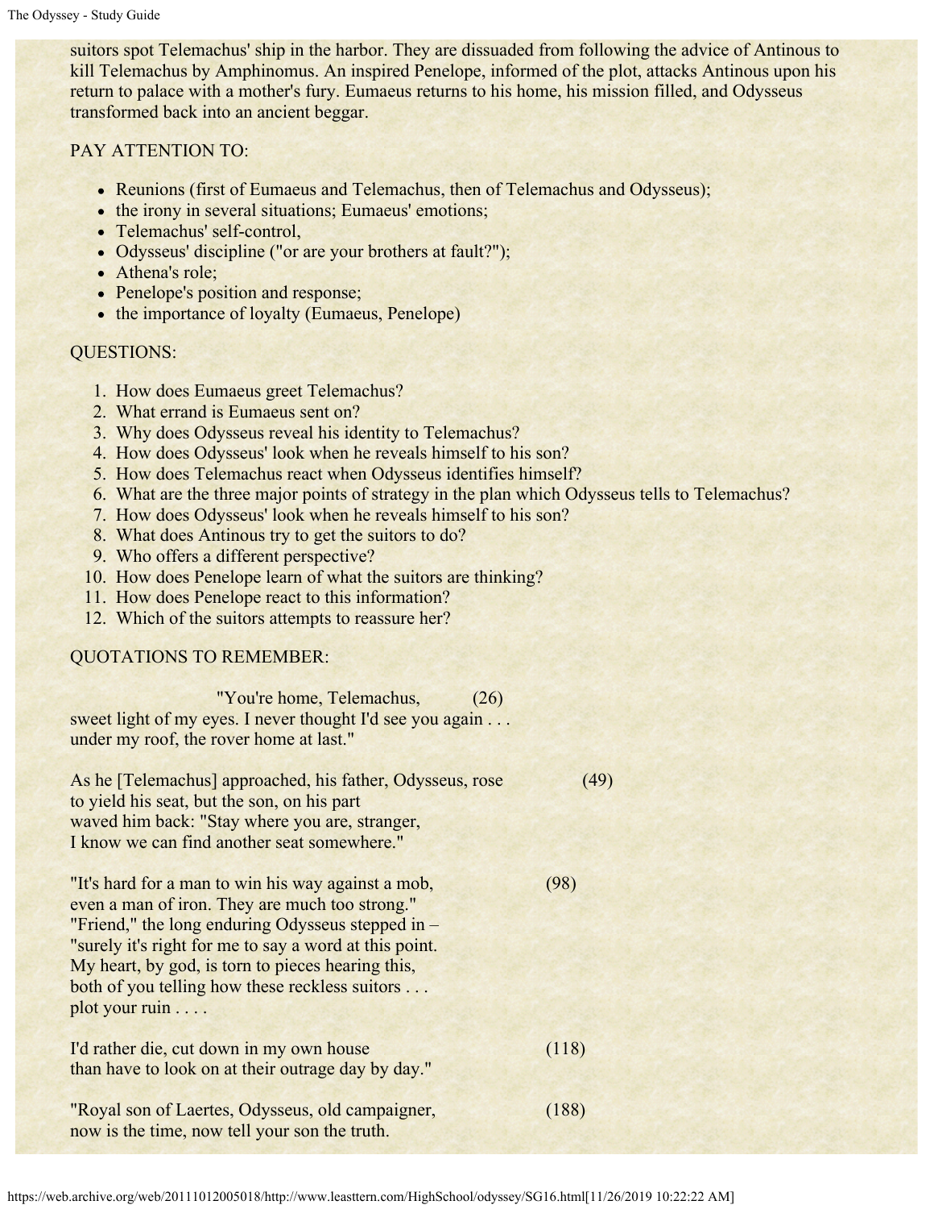suitors spot Telemachus' ship in the harbor. They are dissuaded from following the advice of Antinous to kill Telemachus by Amphinomus. An inspired Penelope, informed of the plot, attacks Antinous upon his return to palace with a mother's fury. Eumaeus returns to his home, his mission filled, and Odysseus transformed back into an ancient beggar.

PAY ATTENTION TO:

- Reunions (first of Eumaeus and Telemachus, then of Telemachus and Odysseus);
- the irony in several situations; Eumaeus' emotions;
- Telemachus' self-control,
- Odysseus' discipline ("or are your brothers at fault?");
- Athena's role;
- Penelope's position and response;
- the importance of loyalty (Eumaeus, Penelope)

QUESTIONS:

1. How does Eumaeus greet Telemachus?
2. What errand is Eumaeus sent on?
3. Why does Odysseus reveal his identity to Telemachus?
4. How does Odysseus' look when he reveals himself to his son?
5. How does Telemachus react when Odysseus identifies himself?
6. What are the three major points of strategy in the plan which Odysseus tells to Telemachus?
7. How does Odysseus' look when he reveals himself to his son?
8. What does Antinous try to get the suitors to do?
9. Who offers a different perspective?
10. How does Penelope learn of what the suitors are thinking?
11. How does Penelope react to this information?
12. Which of the suitors attempts to reassure her?

QUOTATIONS TO REMEMBER:

"You're home, Telemachus, (26)
sweet light of my eyes. I never thought I'd see you again . . .
under my roof, the rover home at last."

As he [Telemachus] approached, his father, Odysseus, rose (49)
to yield his seat, but the son, on his part
waved him back: "Stay where you are, stranger,
I know we can find another seat somewhere."

"It's hard for a man to win his way against a mob, (98)
even a man of iron. They are much too strong."
"Friend," the long enduring Odysseus stepped in –
"surely it's right for me to say a word at this point.
My heart, by god, is torn to pieces hearing this,
both of you telling how these reckless suitors . . .
plot your ruin . . . .

I'd rather die, cut down in my own house (118)
than have to look on at their outrage day by day."

"Royal son of Laertes, Odysseus, old campaigner, (188)
now is the time, now tell your son the truth.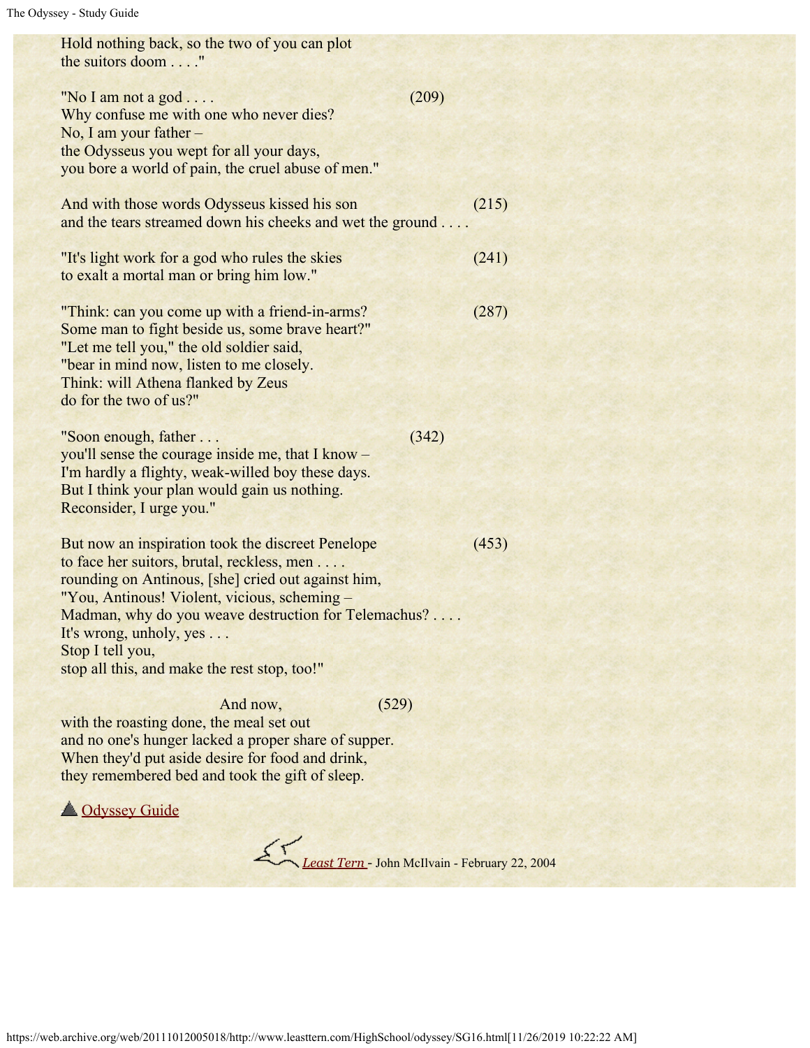Hold nothing back, so the two of you can plot
the suitors doom . . . ."

"No I am not a god . . . . (209)
Why confuse me with one who never dies?
No, I am your father –
the Odysseus you wept for all your days,
you bore a world of pain, the cruel abuse of men."

And with those words Odysseus kissed his son (215)
and the tears streamed down his cheeks and wet the ground . . . .

"It's light work for a god who rules the skies (241)
to exalt a mortal man or bring him low."

"Think: can you come up with a friend-in-arms? (287)
Some man to fight beside us, some brave heart?"
"Let me tell you," the old soldier said,
"bear in mind now, listen to me closely.
Think: will Athena flanked by Zeus
do for the two of us?"

"Soon enough, father . . . (342)
you'll sense the courage inside me, that I know –
I'm hardly a flighty, weak-willed boy these days.
But I think your plan would gain us nothing.
Reconsider, I urge you."

But now an inspiration took the discreet Penelope (453)
to face her suitors, brutal, reckless, men . . . .
rounding on Antinous, [she] cried out against him,
"You, Antinous! Violent, vicious, scheming –
Madman, why do you weave destruction for Telemachus? . . . .
It's wrong, unholy, yes . . .
Stop I tell you,
stop all this, and make the rest stop, too!"

And now, (529)
with the roasting done, the meal set out
and no one's hunger lacked a proper share of supper.
When they'd put aside desire for food and drink,
they remembered bed and took the gift of sleep.

Odyssey Guide

Least Tern - John McIlvain - February 22, 2004